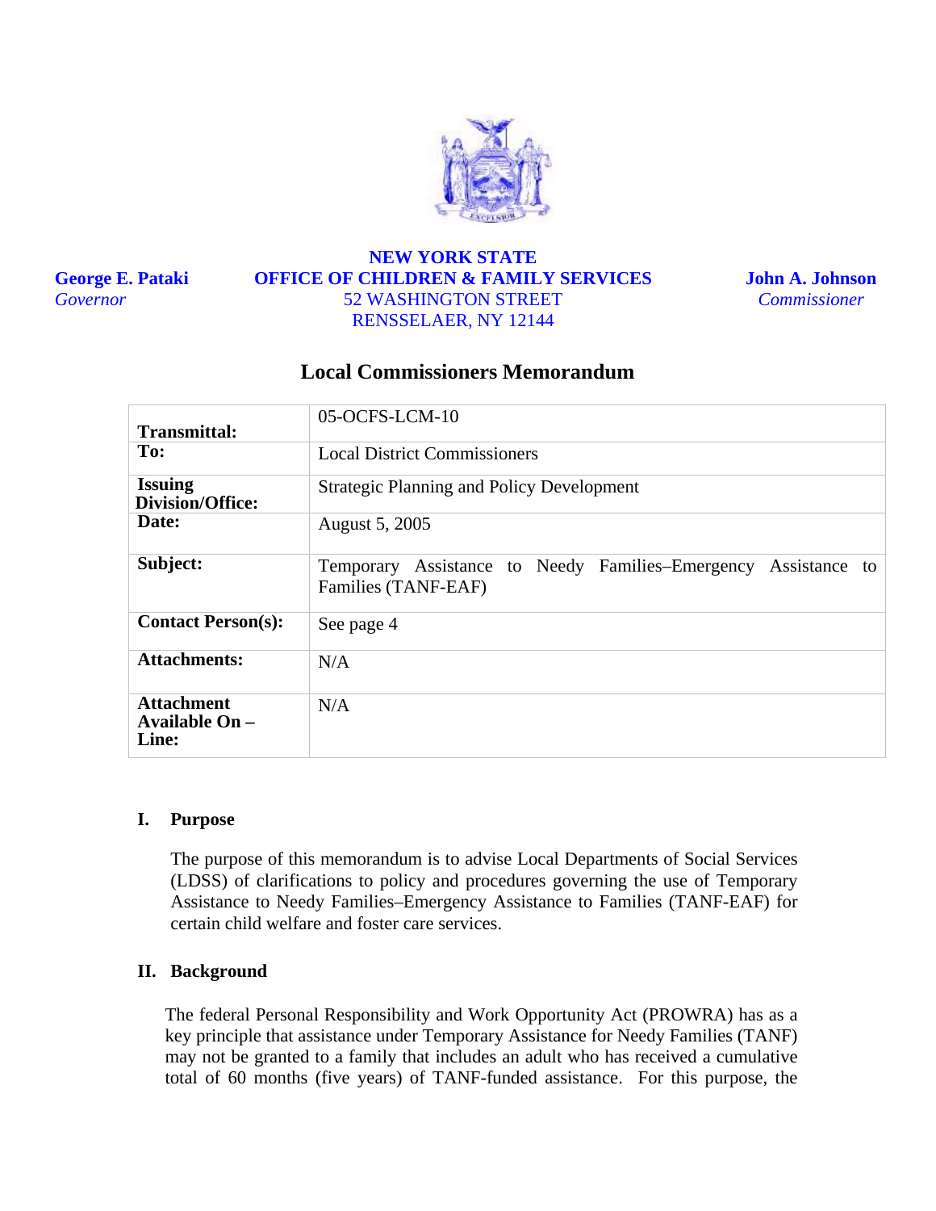**NEW YORK STATE**
**OFFICE OF CHILDREN & FAMILY SERVICES**
52 WASHINGTON STREET
RENSSELAER, NY 12144

**George E. Pataki**
*Governor*

**John A. Johnson**
*Commissioner*

## Local Commissioners Memorandum

| | |
|---|---|
| **Transmittal:** | 05-OCFS-LCM-10 |
| **To:** | Local District Commissioners |
| **Issuing Division/Office:** | Strategic Planning and Policy Development |
| **Date:** | August 5, 2005 |
| **Subject:** | Temporary Assistance to Needy Families–Emergency Assistance to Families (TANF-EAF) |
| **Contact Person(s):** | See page 4 |
| **Attachments:** | N/A |
| **Attachment Available On – Line:** | N/A |

### I. Purpose

The purpose of this memorandum is to advise Local Departments of Social Services (LDSS) of clarifications to policy and procedures governing the use of Temporary Assistance to Needy Families–Emergency Assistance to Families (TANF-EAF) for certain child welfare and foster care services.

### II. Background

The federal Personal Responsibility and Work Opportunity Act (PROWRA) has as a key principle that assistance under Temporary Assistance for Needy Families (TANF) may not be granted to a family that includes an adult who has received a cumulative total of 60 months (five years) of TANF-funded assistance. For this purpose, the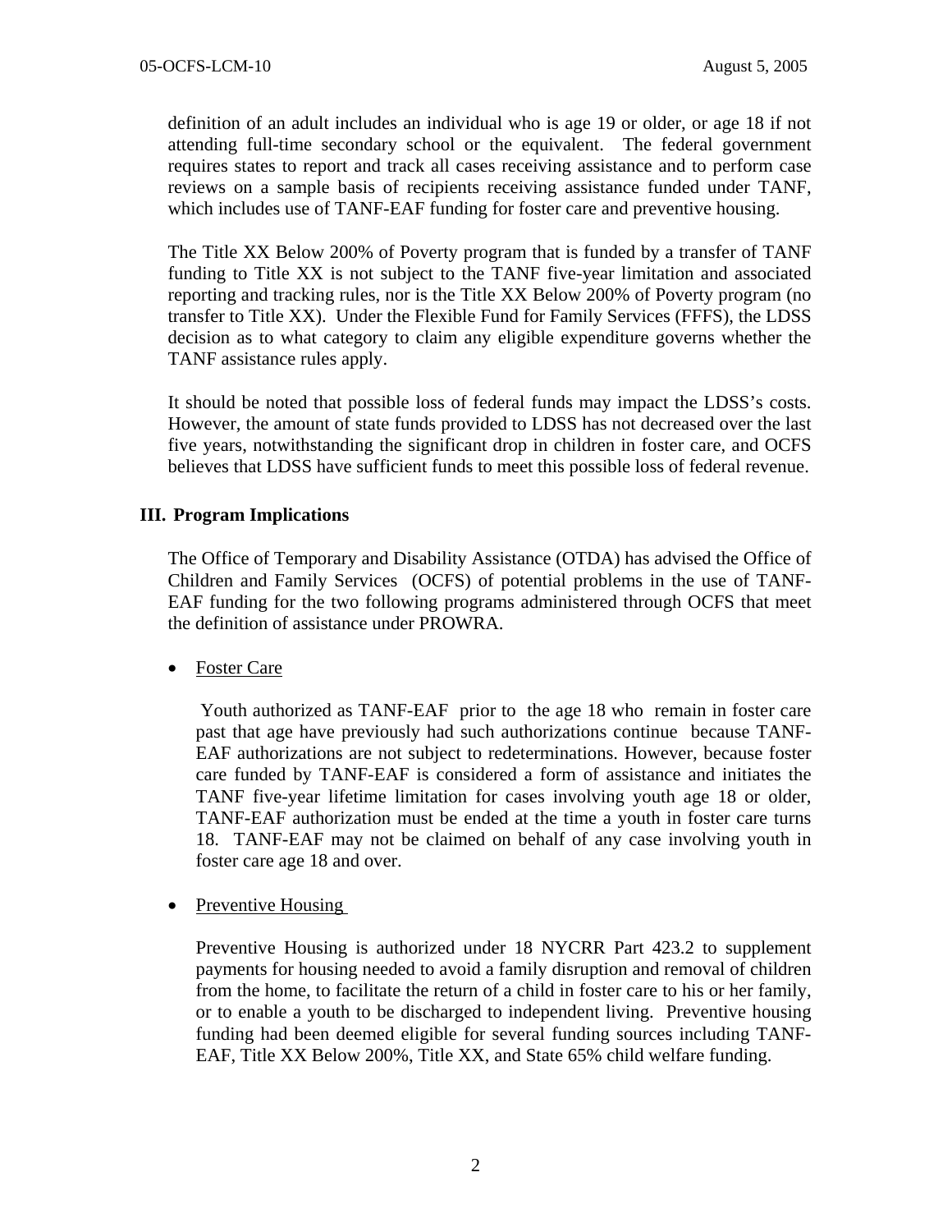definition of an adult includes an individual who is age 19 or older, or age 18 if not attending full-time secondary school or the equivalent. The federal government requires states to report and track all cases receiving assistance and to perform case reviews on a sample basis of recipients receiving assistance funded under TANF, which includes use of TANF-EAF funding for foster care and preventive housing.

The Title XX Below 200% of Poverty program that is funded by a transfer of TANF funding to Title XX is not subject to the TANF five-year limitation and associated reporting and tracking rules, nor is the Title XX Below 200% of Poverty program (no transfer to Title XX). Under the Flexible Fund for Family Services (FFFS), the LDSS decision as to what category to claim any eligible expenditure governs whether the TANF assistance rules apply.

It should be noted that possible loss of federal funds may impact the LDSS's costs. However, the amount of state funds provided to LDSS has not decreased over the last five years, notwithstanding the significant drop in children in foster care, and OCFS believes that LDSS have sufficient funds to meet this possible loss of federal revenue.

## III. Program Implications

The Office of Temporary and Disability Assistance (OTDA) has advised the Office of Children and Family Services (OCFS) of potential problems in the use of TANF-EAF funding for the two following programs administered through OCFS that meet the definition of assistance under PROWRA.

- Foster Care

  Youth authorized as TANF-EAF prior to the age 18 who remain in foster care past that age have previously had such authorizations continue because TANF-EAF authorizations are not subject to redeterminations. However, because foster care funded by TANF-EAF is considered a form of assistance and initiates the TANF five-year lifetime limitation for cases involving youth age 18 or older, TANF-EAF authorization must be ended at the time a youth in foster care turns 18. TANF-EAF may not be claimed on behalf of any case involving youth in foster care age 18 and over.

- Preventive Housing

  Preventive Housing is authorized under 18 NYCRR Part 423.2 to supplement payments for housing needed to avoid a family disruption and removal of children from the home, to facilitate the return of a child in foster care to his or her family, or to enable a youth to be discharged to independent living. Preventive housing funding had been deemed eligible for several funding sources including TANF-EAF, Title XX Below 200%, Title XX, and State 65% child welfare funding.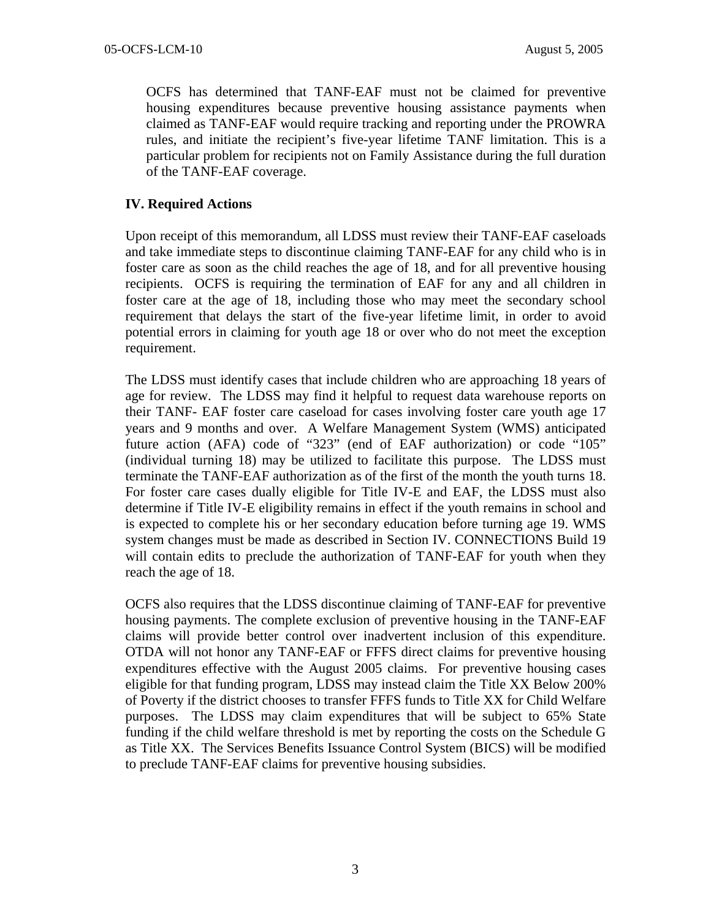OCFS has determined that TANF-EAF must not be claimed for preventive housing expenditures because preventive housing assistance payments when claimed as TANF-EAF would require tracking and reporting under the PROWRA rules, and initiate the recipient's five-year lifetime TANF limitation. This is a particular problem for recipients not on Family Assistance during the full duration of the TANF-EAF coverage.

## IV. Required Actions

Upon receipt of this memorandum, all LDSS must review their TANF-EAF caseloads and take immediate steps to discontinue claiming TANF-EAF for any child who is in foster care as soon as the child reaches the age of 18, and for all preventive housing recipients. OCFS is requiring the termination of EAF for any and all children in foster care at the age of 18, including those who may meet the secondary school requirement that delays the start of the five-year lifetime limit, in order to avoid potential errors in claiming for youth age 18 or over who do not meet the exception requirement.

The LDSS must identify cases that include children who are approaching 18 years of age for review. The LDSS may find it helpful to request data warehouse reports on their TANF- EAF foster care caseload for cases involving foster care youth age 17 years and 9 months and over. A Welfare Management System (WMS) anticipated future action (AFA) code of "323" (end of EAF authorization) or code "105" (individual turning 18) may be utilized to facilitate this purpose. The LDSS must terminate the TANF-EAF authorization as of the first of the month the youth turns 18. For foster care cases dually eligible for Title IV-E and EAF, the LDSS must also determine if Title IV-E eligibility remains in effect if the youth remains in school and is expected to complete his or her secondary education before turning age 19. WMS system changes must be made as described in Section IV. CONNECTIONS Build 19 will contain edits to preclude the authorization of TANF-EAF for youth when they reach the age of 18.

OCFS also requires that the LDSS discontinue claiming of TANF-EAF for preventive housing payments. The complete exclusion of preventive housing in the TANF-EAF claims will provide better control over inadvertent inclusion of this expenditure. OTDA will not honor any TANF-EAF or FFFS direct claims for preventive housing expenditures effective with the August 2005 claims. For preventive housing cases eligible for that funding program, LDSS may instead claim the Title XX Below 200% of Poverty if the district chooses to transfer FFFS funds to Title XX for Child Welfare purposes. The LDSS may claim expenditures that will be subject to 65% State funding if the child welfare threshold is met by reporting the costs on the Schedule G as Title XX. The Services Benefits Issuance Control System (BICS) will be modified to preclude TANF-EAF claims for preventive housing subsidies.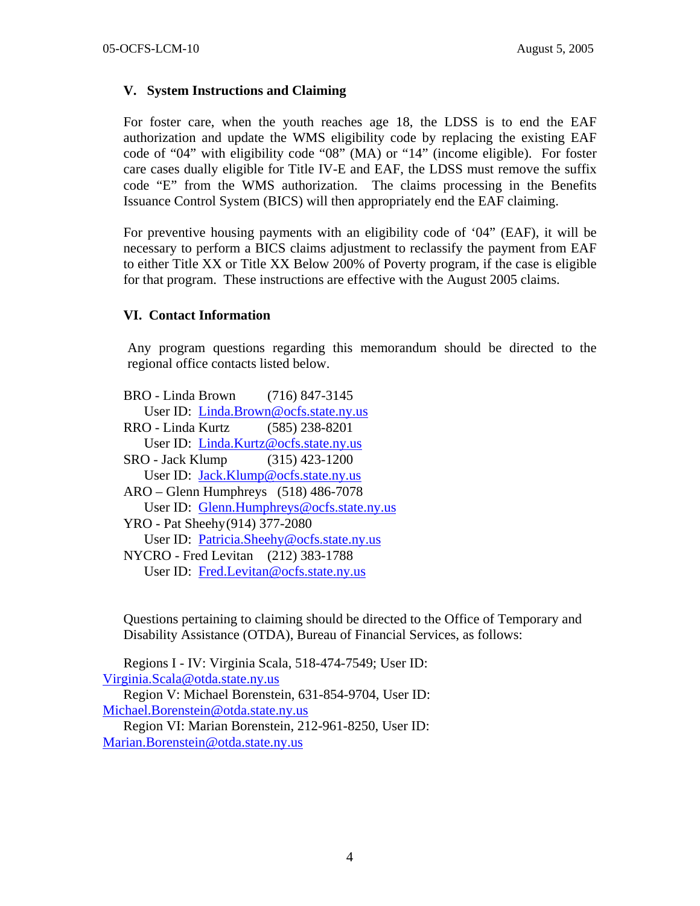## V. System Instructions and Claiming

For foster care, when the youth reaches age 18, the LDSS is to end the EAF authorization and update the WMS eligibility code by replacing the existing EAF code of "04" with eligibility code "08" (MA) or "14" (income eligible). For foster care cases dually eligible for Title IV-E and EAF, the LDSS must remove the suffix code "E" from the WMS authorization. The claims processing in the Benefits Issuance Control System (BICS) will then appropriately end the EAF claiming.

For preventive housing payments with an eligibility code of '04" (EAF), it will be necessary to perform a BICS claims adjustment to reclassify the payment from EAF to either Title XX or Title XX Below 200% of Poverty program, if the case is eligible for that program. These instructions are effective with the August 2005 claims.

## VI. Contact Information

Any program questions regarding this memorandum should be directed to the regional office contacts listed below.

BRO - Linda Brown (716) 847-3145
User ID: Linda.Brown@ocfs.state.ny.us
RRO - Linda Kurtz (585) 238-8201
User ID: Linda.Kurtz@ocfs.state.ny.us
SRO - Jack Klump (315) 423-1200
User ID: Jack.Klump@ocfs.state.ny.us
ARO – Glenn Humphreys (518) 486-7078
User ID: Glenn.Humphreys@ocfs.state.ny.us
YRO - Pat Sheehy (914) 377-2080
User ID: Patricia.Sheehy@ocfs.state.ny.us
NYCRO - Fred Levitan (212) 383-1788
User ID: Fred.Levitan@ocfs.state.ny.us

Questions pertaining to claiming should be directed to the Office of Temporary and Disability Assistance (OTDA), Bureau of Financial Services, as follows:

Regions I - IV: Virginia Scala, 518-474-7549; User ID: Virginia.Scala@otda.state.ny.us
Region V: Michael Borenstein, 631-854-9704, User ID: Michael.Borenstein@otda.state.ny.us
Region VI: Marian Borenstein, 212-961-8250, User ID: Marian.Borenstein@otda.state.ny.us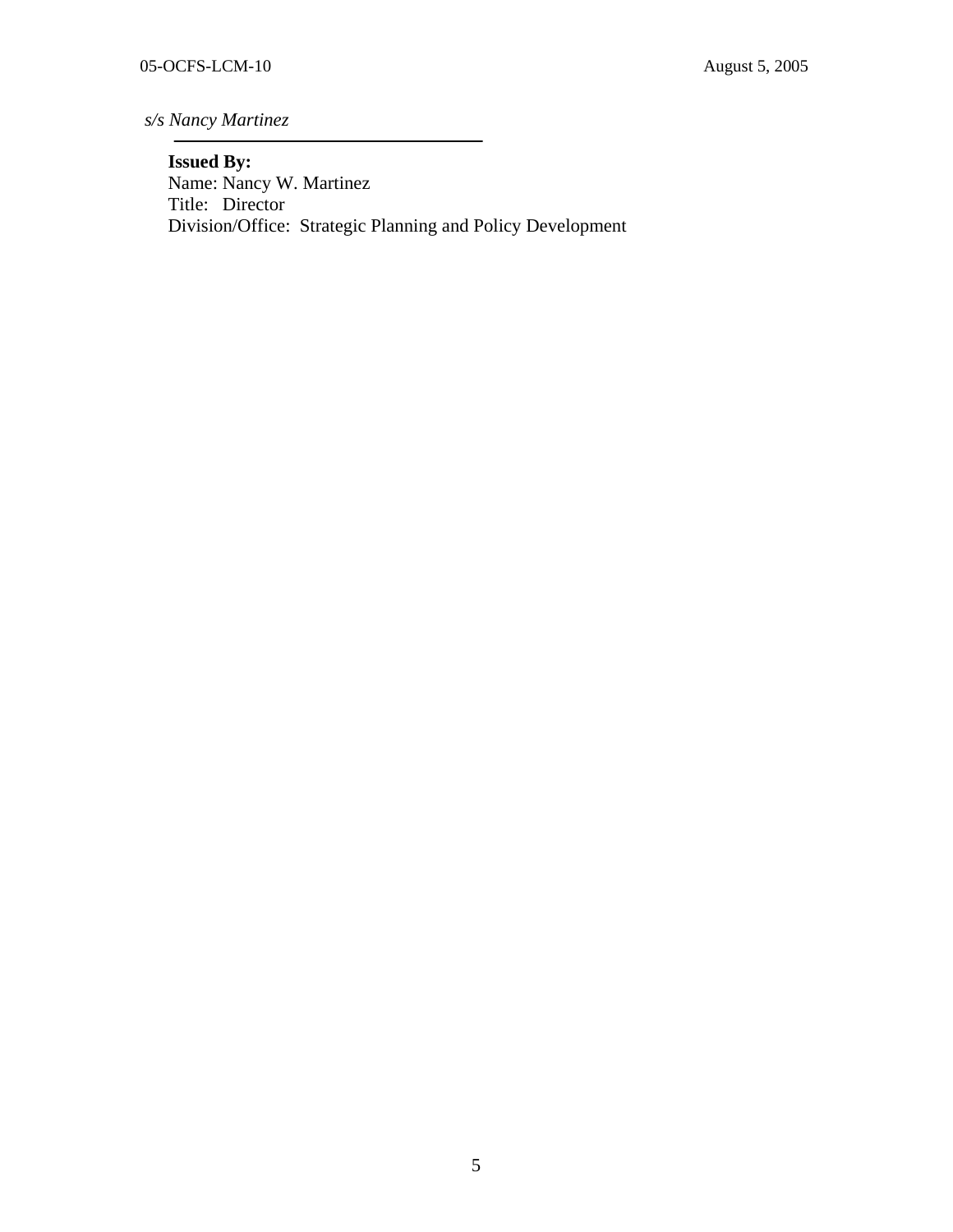*s/s Nancy Martinez*

---

**Issued By:**
Name: Nancy W. Martinez
Title: Director
Division/Office: Strategic Planning and Policy Development